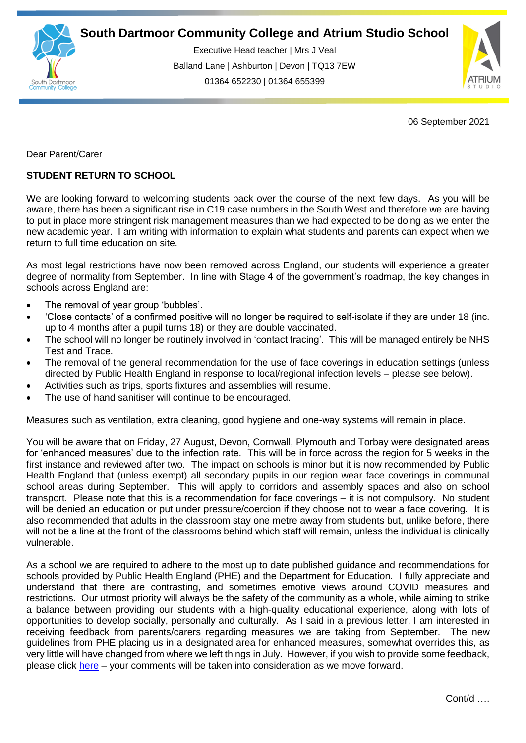# South Dartmoor Community College and Atrium Studio School

Executive Head teacher | Mrs J Veal
Balland Lane | Ashburton | Devon | TQ13 7EW
01364 652230 | 01364 655399

06 September 2021

Dear Parent/Carer

**STUDENT RETURN TO SCHOOL**

We are looking forward to welcoming students back over the course of the next few days. As you will be aware, there has been a significant rise in C19 case numbers in the South West and therefore we are having to put in place more stringent risk management measures than we had expected to be doing as we enter the new academic year. I am writing with information to explain what students and parents can expect when we return to full time education on site.

As most legal restrictions have now been removed across England, our students will experience a greater degree of normality from September. In line with Stage 4 of the government's roadmap, the key changes in schools across England are:

- The removal of year group 'bubbles'.
- 'Close contacts' of a confirmed positive will no longer be required to self-isolate if they are under 18 (inc. up to 4 months after a pupil turns 18) or they are double vaccinated.
- The school will no longer be routinely involved in 'contact tracing'. This will be managed entirely be NHS Test and Trace.
- The removal of the general recommendation for the use of face coverings in education settings (unless directed by Public Health England in response to local/regional infection levels – please see below).
- Activities such as trips, sports fixtures and assemblies will resume.
- The use of hand sanitiser will continue to be encouraged.

Measures such as ventilation, extra cleaning, good hygiene and one-way systems will remain in place.

You will be aware that on Friday, 27 August, Devon, Cornwall, Plymouth and Torbay were designated areas for 'enhanced measures' due to the infection rate. This will be in force across the region for 5 weeks in the first instance and reviewed after two. The impact on schools is minor but it is now recommended by Public Health England that (unless exempt) all secondary pupils in our region wear face coverings in communal school areas during September. This will apply to corridors and assembly spaces and also on school transport. Please note that this is a recommendation for face coverings – it is not compulsory. No student will be denied an education or put under pressure/coercion if they choose not to wear a face covering. It is also recommended that adults in the classroom stay one metre away from students but, unlike before, there will not be a line at the front of the classrooms behind which staff will remain, unless the individual is clinically vulnerable.

As a school we are required to adhere to the most up to date published guidance and recommendations for schools provided by Public Health England (PHE) and the Department for Education. I fully appreciate and understand that there are contrasting, and sometimes emotive views around COVID measures and restrictions. Our utmost priority will always be the safety of the community as a whole, while aiming to strike a balance between providing our students with a high-quality educational experience, along with lots of opportunities to develop socially, personally and culturally. As I said in a previous letter, I am interested in receiving feedback from parents/carers regarding measures we are taking from September. The new guidelines from PHE placing us in a designated area for enhanced measures, somewhat overrides this, as very little will have changed from where we left things in July. However, if you wish to provide some feedback, please click here – your comments will be taken into consideration as we move forward.

Cont/d ….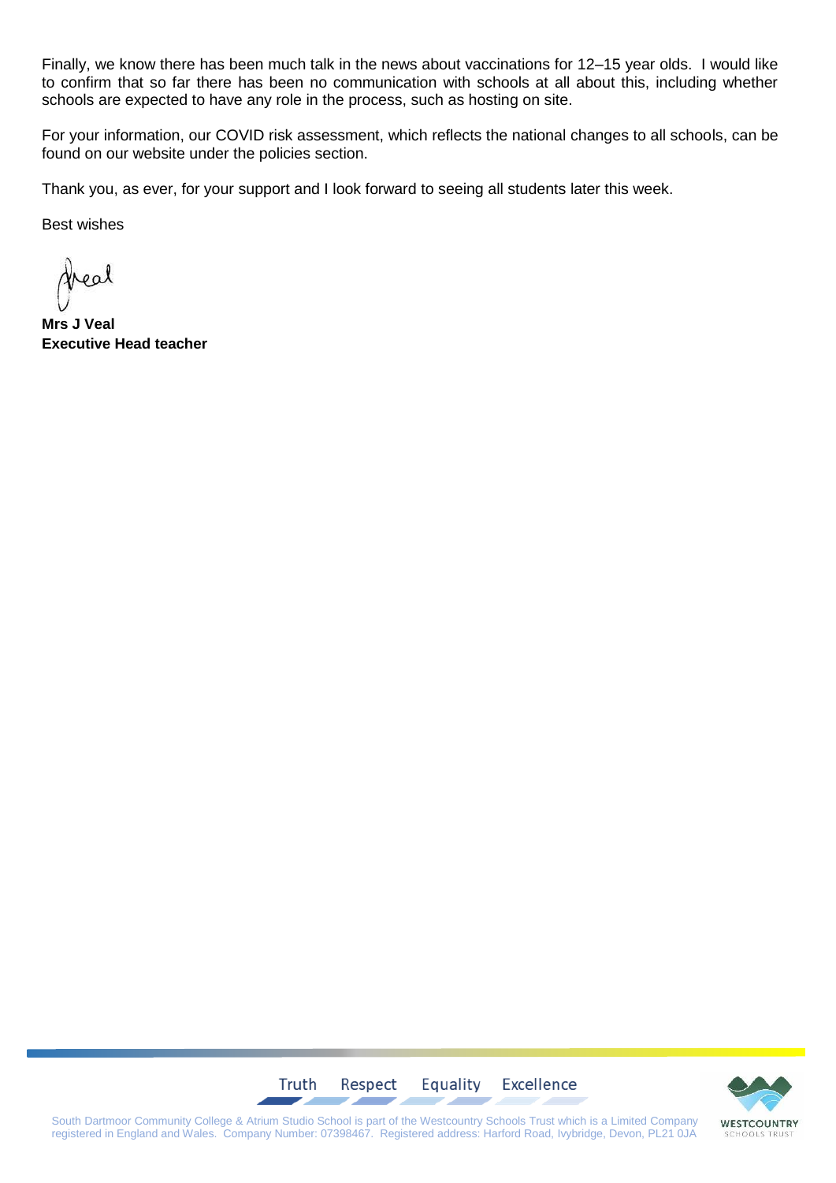Finally, we know there has been much talk in the news about vaccinations for 12–15 year olds. I would like to confirm that so far there has been no communication with schools at all about this, including whether schools are expected to have any role in the process, such as hosting on site.

For your information, our COVID risk assessment, which reflects the national changes to all schools, can be found on our website under the policies section.

Thank you, as ever, for your support and I look forward to seeing all students later this week.

Best wishes

**Mrs J Veal**
**Executive Head teacher**

Truth Respect Equality Excellence

South Dartmoor Community College & Atrium Studio School is part of the Westcountry Schools Trust which is a Limited Company registered in England and Wales. Company Number: 07398467. Registered address: Harford Road, Ivybridge, Devon, PL21 0JA

WESTCOUNTRY SCHOOLS TRUST